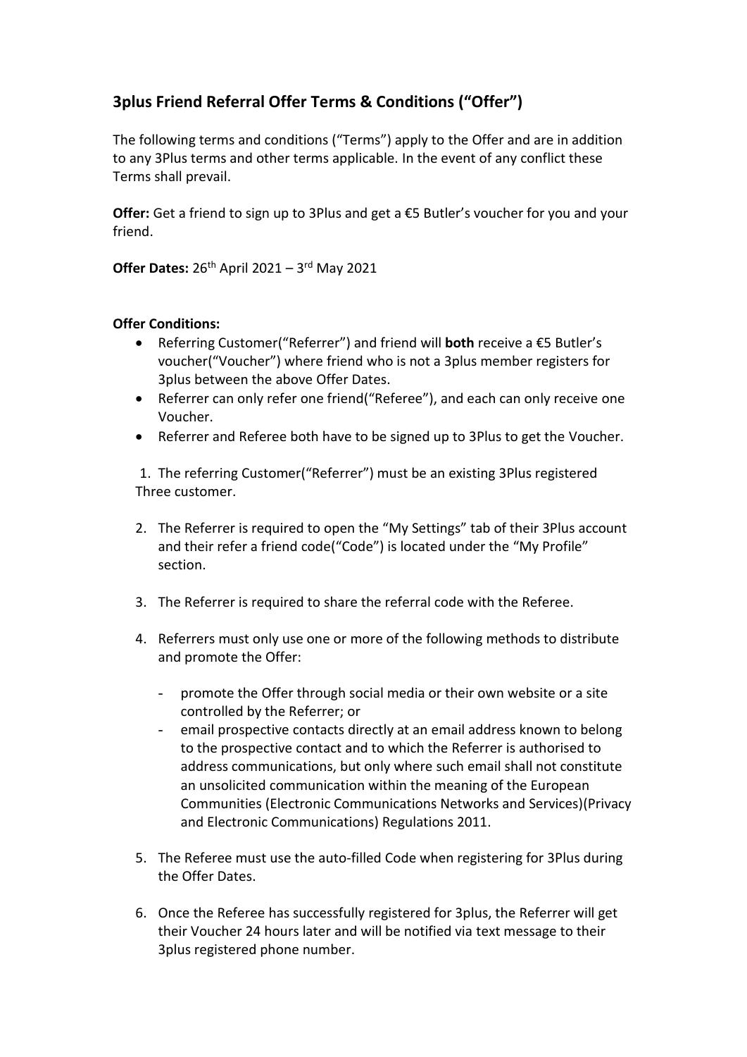## 3plus Friend Referral Offer Terms & Conditions ("Offer")

The following terms and conditions ("Terms") apply to the Offer and are in addition to any 3Plus terms and other terms applicable. In the event of any conflict these Terms shall prevail.

**Offer:** Get a friend to sign up to 3Plus and get a €5 Butler's voucher for you and your friend.

**Offer Dates:** 26th April 2021 – 3rd May 2021

**Offer Conditions:**

- Referring Customer("Referrer") and friend will **both** receive a €5 Butler's voucher("Voucher") where friend who is not a 3plus member registers for 3plus between the above Offer Dates.
- Referrer can only refer one friend("Referee"), and each can only receive one Voucher.
- Referrer and Referee both have to be signed up to 3Plus to get the Voucher.

1. The referring Customer("Referrer") must be an existing 3Plus registered Three customer.

2. The Referrer is required to open the "My Settings" tab of their 3Plus account and their refer a friend code("Code") is located under the "My Profile" section.

3. The Referrer is required to share the referral code with the Referee.

4. Referrers must only use one or more of the following methods to distribute and promote the Offer:

   - promote the Offer through social media or their own website or a site controlled by the Referrer; or
   - email prospective contacts directly at an email address known to belong to the prospective contact and to which the Referrer is authorised to address communications, but only where such email shall not constitute an unsolicited communication within the meaning of the European Communities (Electronic Communications Networks and Services)(Privacy and Electronic Communications) Regulations 2011.

5. The Referee must use the auto-filled Code when registering for 3Plus during the Offer Dates.

6. Once the Referee has successfully registered for 3plus, the Referrer will get their Voucher 24 hours later and will be notified via text message to their 3plus registered phone number.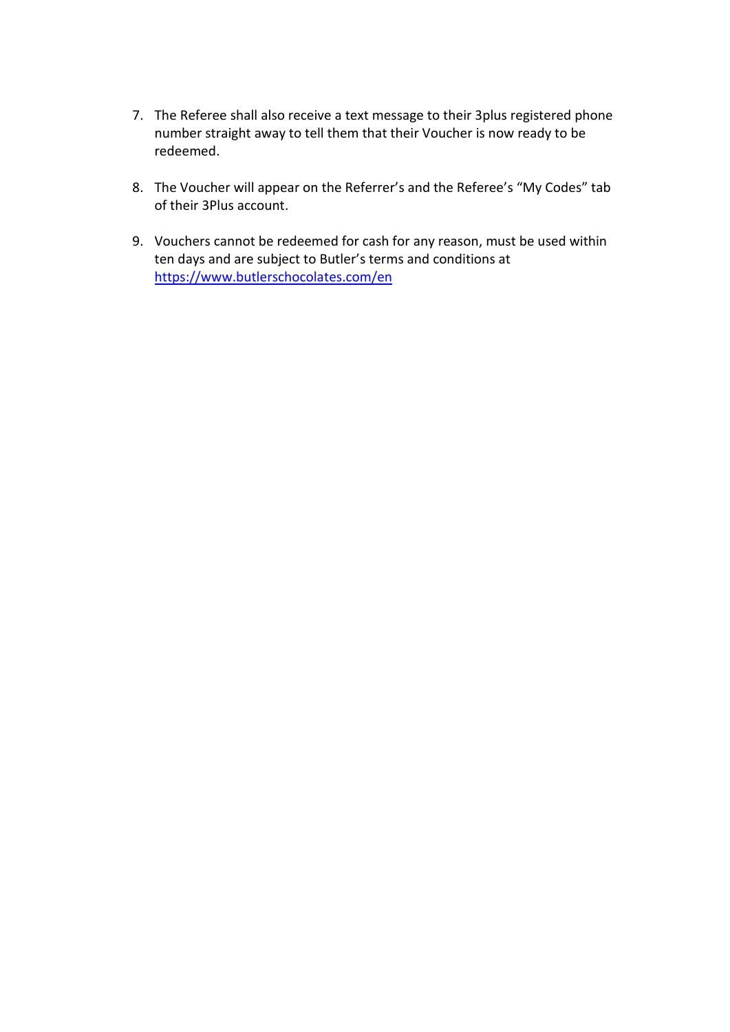7. The Referee shall also receive a text message to their 3plus registered phone number straight away to tell them that their Voucher is now ready to be redeemed.

8. The Voucher will appear on the Referrer's and the Referee's "My Codes" tab of their 3Plus account.

9. Vouchers cannot be redeemed for cash for any reason, must be used within ten days and are subject to Butler's terms and conditions at [https://www.butlerschocolates.com/en](https://www.butlerschocolates.com/en)